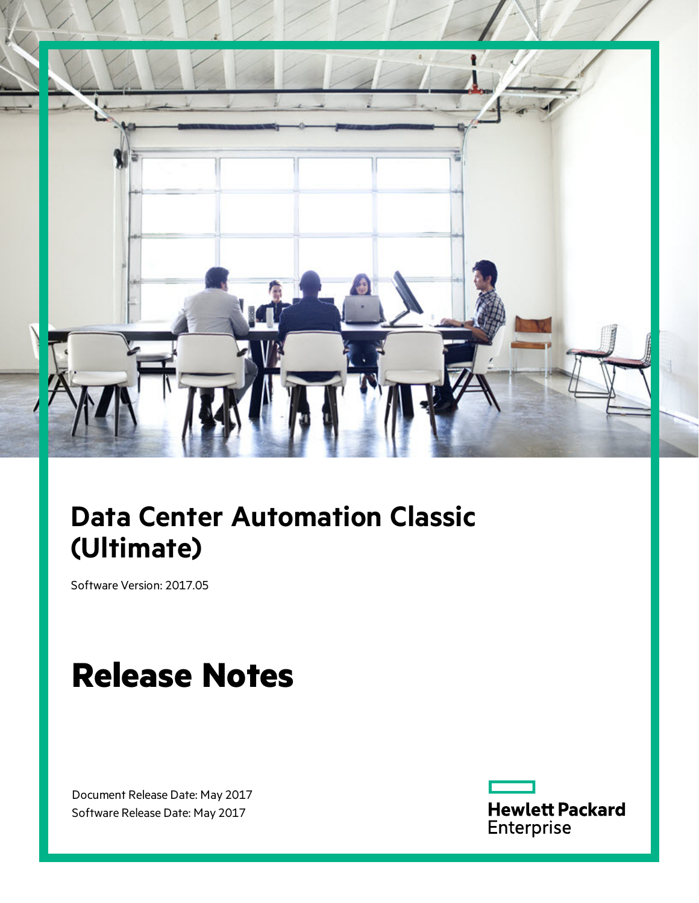# Data Center Automation Classic (Ultimate)

Software Version: 2017.05

# Release Notes

Document Release Date: May 2017

Software Release Date: May 2017

Hewlett Packard Enterprise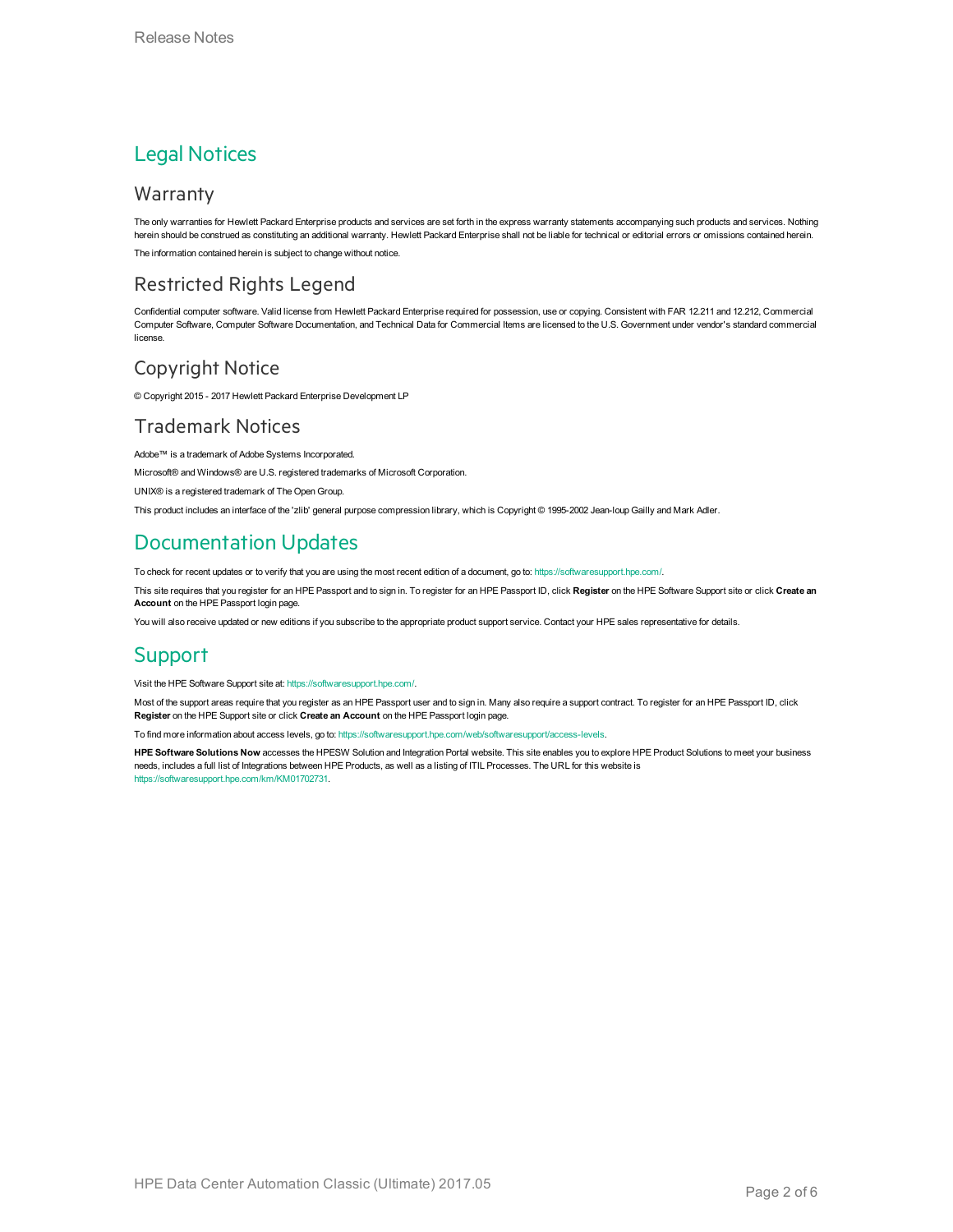# Legal Notices

## Warranty

The only warranties for Hewlett Packard Enterprise products and services are set forth in the express warranty statements accompanying such products and services. Nothing herein should be construed as constituting an additional warranty. Hewlett Packard Enterprise shall not be liable for technical or editorial errors or omissions contained herein.

The information contained herein is subject to change without notice.

## Restricted Rights Legend

Confidential computer software. Valid license from Hewlett Packard Enterprise required for possession, use or copying. Consistent with FAR 12.211 and 12.212, Commercial Computer Software, Computer Software Documentation, and Technical Data for Commercial Items are licensed to the U.S. Government under vendor's standard commercial license.

## Copyright Notice

© Copyright 2015 - 2017 Hewlett Packard Enterprise Development LP

## Trademark Notices

Adobe™ is a trademark of Adobe Systems Incorporated.

Microsoft® and Windows® are U.S. registered trademarks of Microsoft Corporation.

UNIX® is a registered trademark of The Open Group.

This product includes an interface of the 'zlib' general purpose compression library, which is Copyright © 1995-2002 Jean-loup Gailly and Mark Adler.

# Documentation Updates

To check for recent updates or to verify that you are using the most recent edition of a document, go to: https://softwaresupport.hpe.com/.

This site requires that you register for an HPE Passport and to sign in. To register for an HPE Passport ID, click **Register** on the HPE Software Support site or click **Create an Account** on the HPE Passport login page.

You will also receive updated or new editions if you subscribe to the appropriate product support service. Contact your HPE sales representative for details.

# Support

Visit the HPE Software Support site at: https://softwaresupport.hpe.com/.

Most of the support areas require that you register as an HPE Passport user and to sign in. Many also require a support contract. To register for an HPE Passport ID, click **Register** on the HPE Support site or click **Create an Account** on the HPE Passport login page.

To find more information about access levels, go to: https://softwaresupport.hpe.com/web/softwaresupport/access-levels.

**HPE Software Solutions Now** accesses the HPESW Solution and Integration Portal website. This site enables you to explore HPE Product Solutions to meet your business needs, includes a full list of Integrations between HPE Products, as well as a listing of ITIL Processes. The URL for this website is https://softwaresupport.hpe.com/km/KM01702731.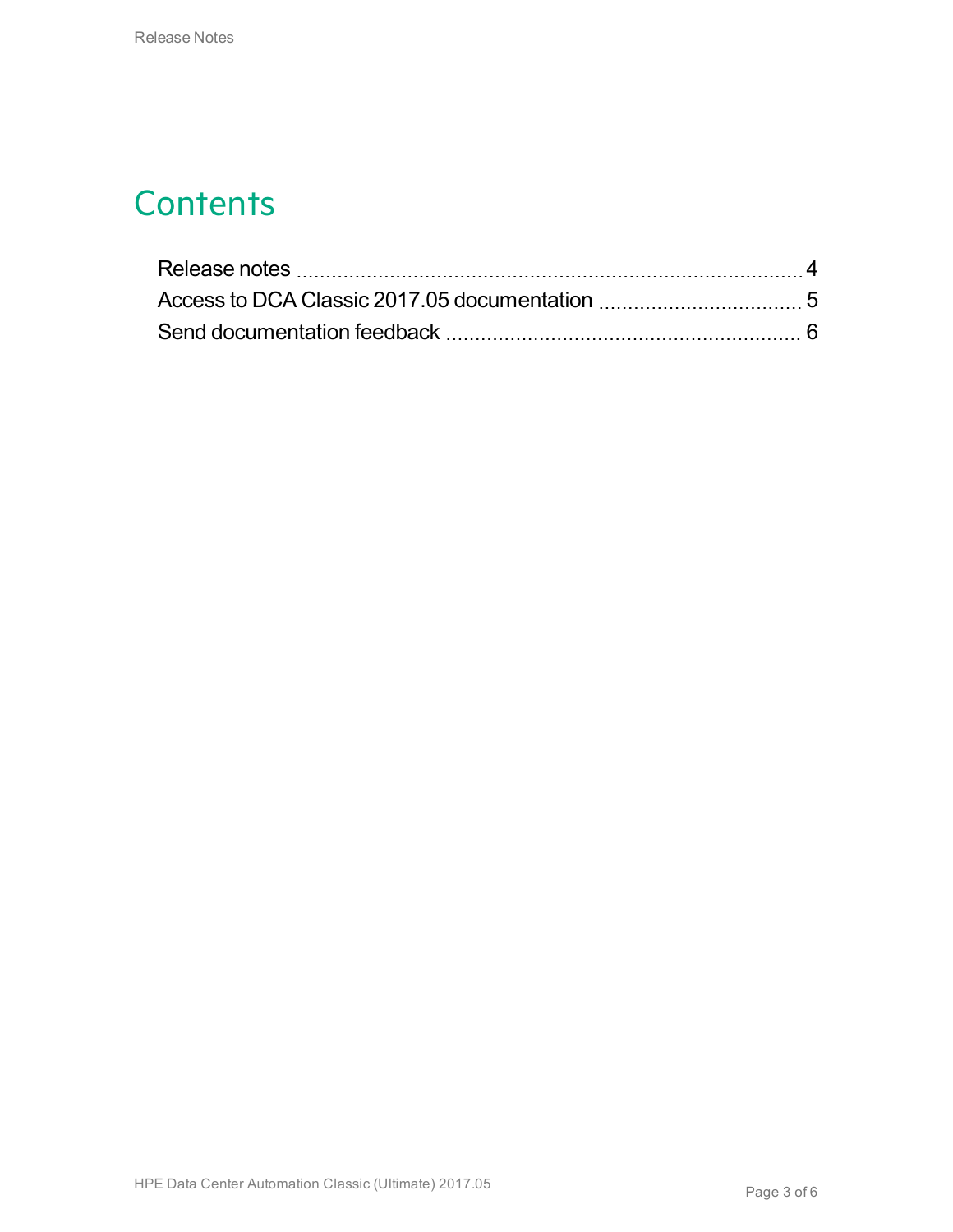# Contents

Release notes ..... 4

Access to DCA Classic 2017.05 documentation ..... 5

Send documentation feedback ..... 6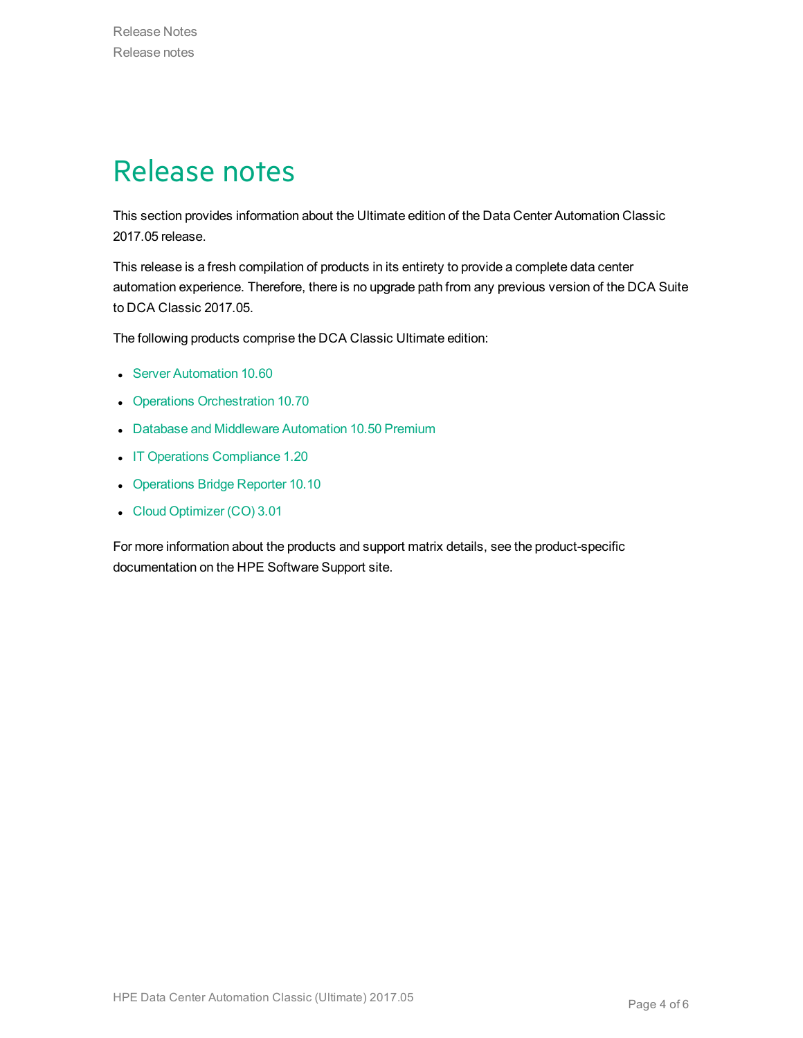# Release notes

This section provides information about the Ultimate edition of the Data Center Automation Classic 2017.05 release.

This release is a fresh compilation of products in its entirety to provide a complete data center automation experience. Therefore, there is no upgrade path from any previous version of the DCA Suite to DCA Classic 2017.05.

The following products comprise the DCA Classic Ultimate edition:

- Server Automation 10.60
- Operations Orchestration 10.70
- Database and Middleware Automation 10.50 Premium
- IT Operations Compliance 1.20
- Operations Bridge Reporter 10.10
- Cloud Optimizer (CO) 3.01

For more information about the products and support matrix details, see the product-specific documentation on the HPE Software Support site.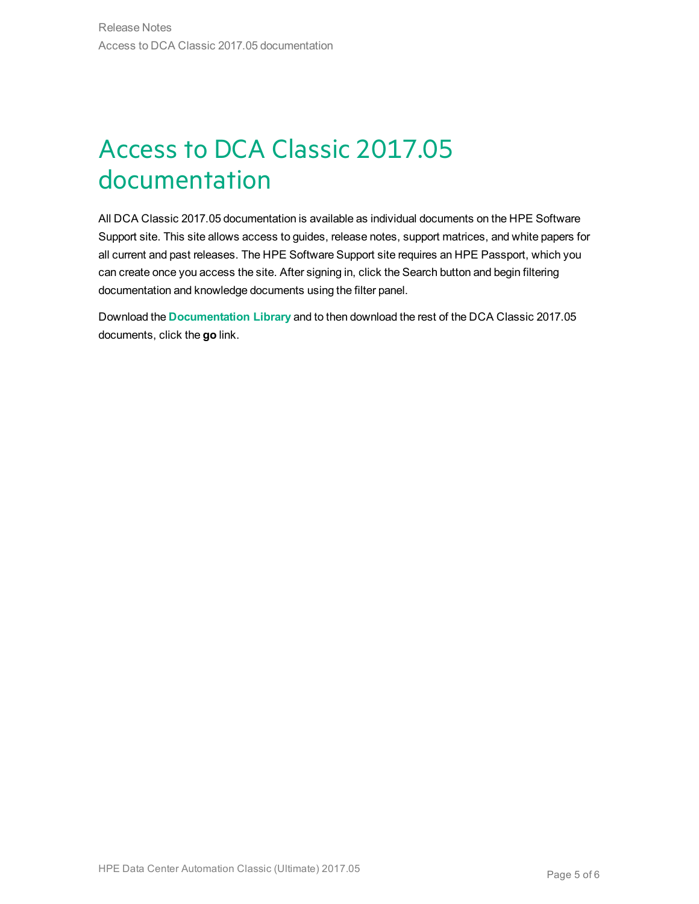# Access to DCA Classic 2017.05 documentation

All DCA Classic 2017.05 documentation is available as individual documents on the HPE Software Support site. This site allows access to guides, release notes, support matrices, and white papers for all current and past releases. The HPE Software Support site requires an HPE Passport, which you can create once you access the site. After signing in, click the Search button and begin filtering documentation and knowledge documents using the filter panel.

Download the **Documentation Library** and to then download the rest of the DCA Classic 2017.05 documents, click the **go** link.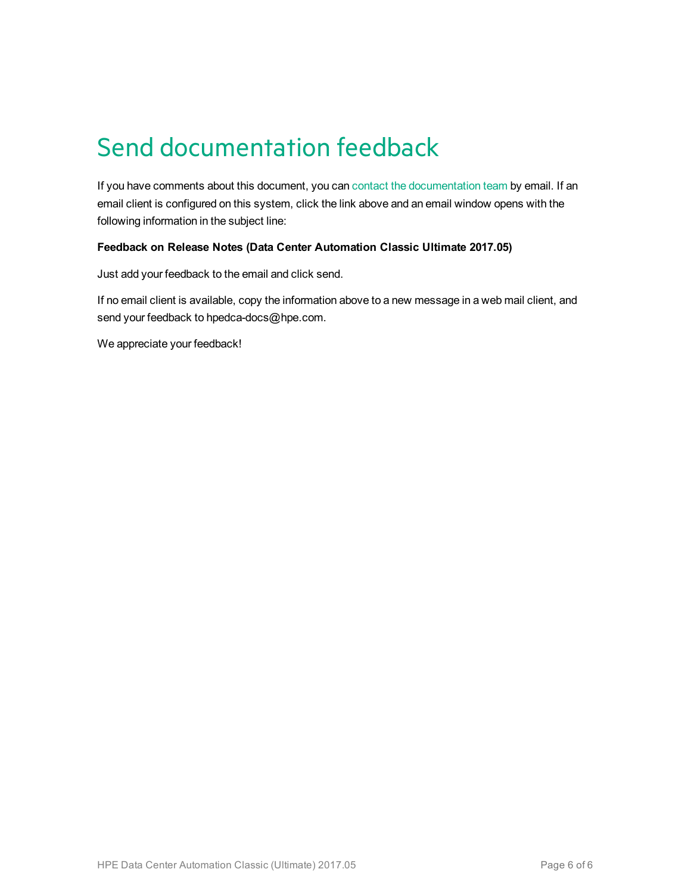# Send documentation feedback

If you have comments about this document, you can contact the documentation team by email. If an email client is configured on this system, click the link above and an email window opens with the following information in the subject line:

**Feedback on Release Notes (Data Center Automation Classic Ultimate 2017.05)**

Just add your feedback to the email and click send.

If no email client is available, copy the information above to a new message in a web mail client, and send your feedback to hpedca-docs@hpe.com.

We appreciate your feedback!